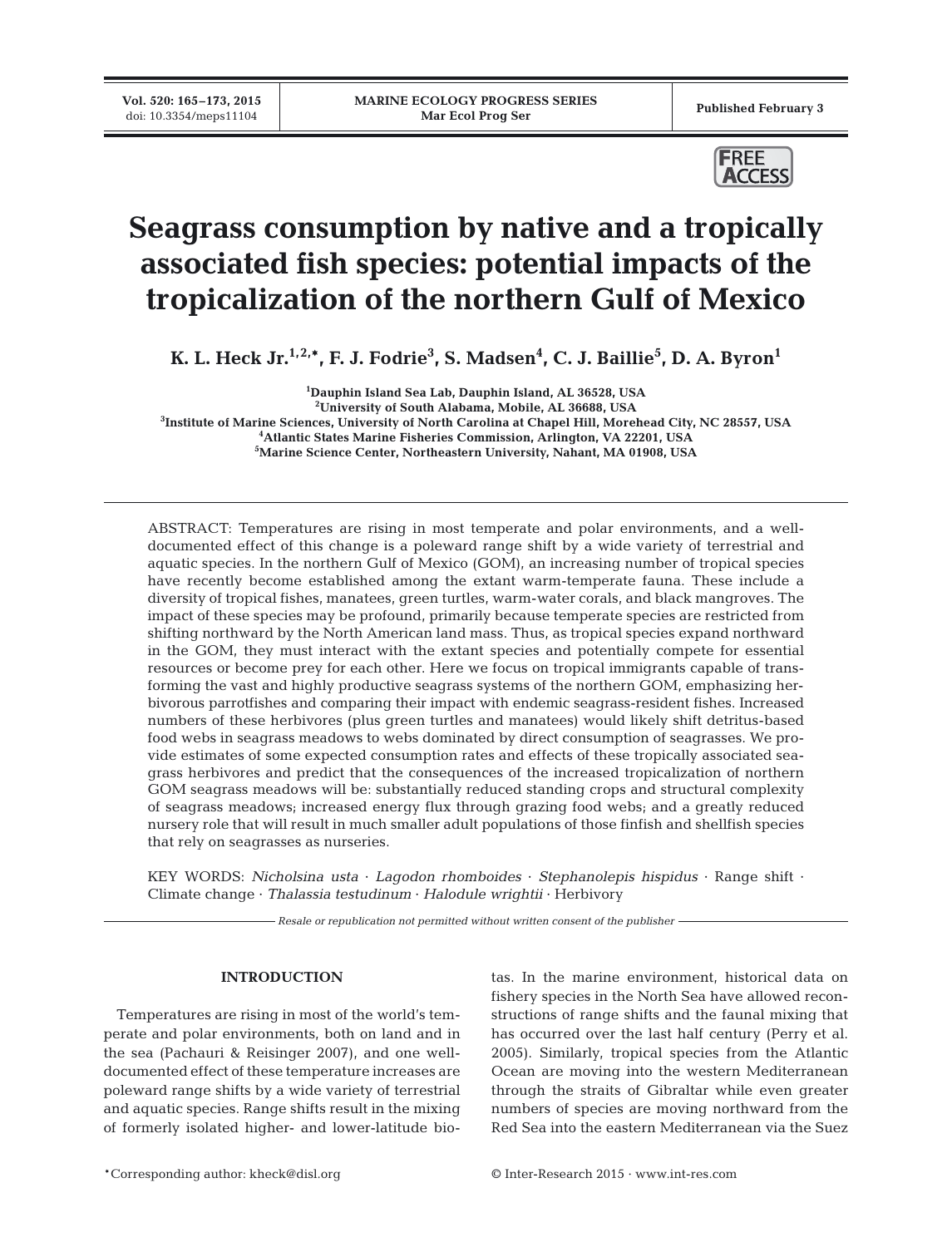# Seagrass consumption by native and a tropically associated fish species: potential impacts of the tropicalization of the northern Gulf of Mexico

**K. L. Heck Jr.[1,2,*], F. J. Fodrie[3], S. Madsen[4], C. J. Baillie[5], D. A. Byron[1]**

[1]Dauphin Island Sea Lab, Dauphin Island, AL 36528, USA
[2]University of South Alabama, Mobile, AL 36688, USA
[3]Institute of Marine Sciences, University of North Carolina at Chapel Hill, Morehead City, NC 28557, USA
[4]Atlantic States Marine Fisheries Commission, Arlington, VA 22201, USA
[5]Marine Science Center, Northeastern University, Nahant, MA 01908, USA

ABSTRACT: Temperatures are rising in most temperate and polar environments, and a well-documented effect of this change is a poleward range shift by a wide variety of terrestrial and aquatic species. In the northern Gulf of Mexico (GOM), an increasing number of tropical species have recently become established among the extant warm-temperate fauna. These include a diversity of tropical fishes, manatees, green turtles, warm-water corals, and black mangroves. The impact of these species may be profound, primarily because temperate species are restricted from shifting northward by the North American land mass. Thus, as tropical species expand northward in the GOM, they must interact with the extant species and potentially compete for essential resources or become prey for each other. Here we focus on tropical immigrants capable of transforming the vast and highly productive seagrass systems of the northern GOM, emphasizing herbivorous parrotfishes and comparing their impact with endemic seagrass-resident fishes. Increased numbers of these herbivores (plus green turtles and manatees) would likely shift detritus-based food webs in seagrass meadows to webs dominated by direct consumption of seagrasses. We provide estimates of some expected consumption rates and effects of these tropically associated seagrass herbivores and predict that the consequences of the increased tropicalization of northern GOM seagrass meadows will be: substantially reduced standing crops and structural complexity of seagrass meadows; increased energy flux through grazing food webs; and a greatly reduced nursery role that will result in much smaller adult populations of those finfish and shellfish species that rely on seagrasses as nurseries.

KEY WORDS: *Nicholsina usta* · *Lagodon rhomboides* · *Stephanolepis hispidus* · Range shift · Climate change · *Thalassia testudinum* · *Halodule wrightii* · Herbivory

*Resale or republication not permitted without written consent of the publisher*

## INTRODUCTION

Temperatures are rising in most of the world's temperate and polar environments, both on land and in the sea (Pachauri & Reisinger 2007), and one well-documented effect of these temperature increases are poleward range shifts by a wide variety of terrestrial and aquatic species. Range shifts result in the mixing of formerly isolated higher- and lower-latitude biotas. In the marine environment, historical data on fishery species in the North Sea have allowed reconstructions of range shifts and the faunal mixing that has occurred over the last half century (Perry et al. 2005). Similarly, tropical species from the Atlantic Ocean are moving into the western Mediterranean through the straits of Gibraltar while even greater numbers of species are moving northward from the Red Sea into the eastern Mediterranean via the Suez

*Corresponding author: kheck@disl.org

© Inter-Research 2015 · www.int-res.com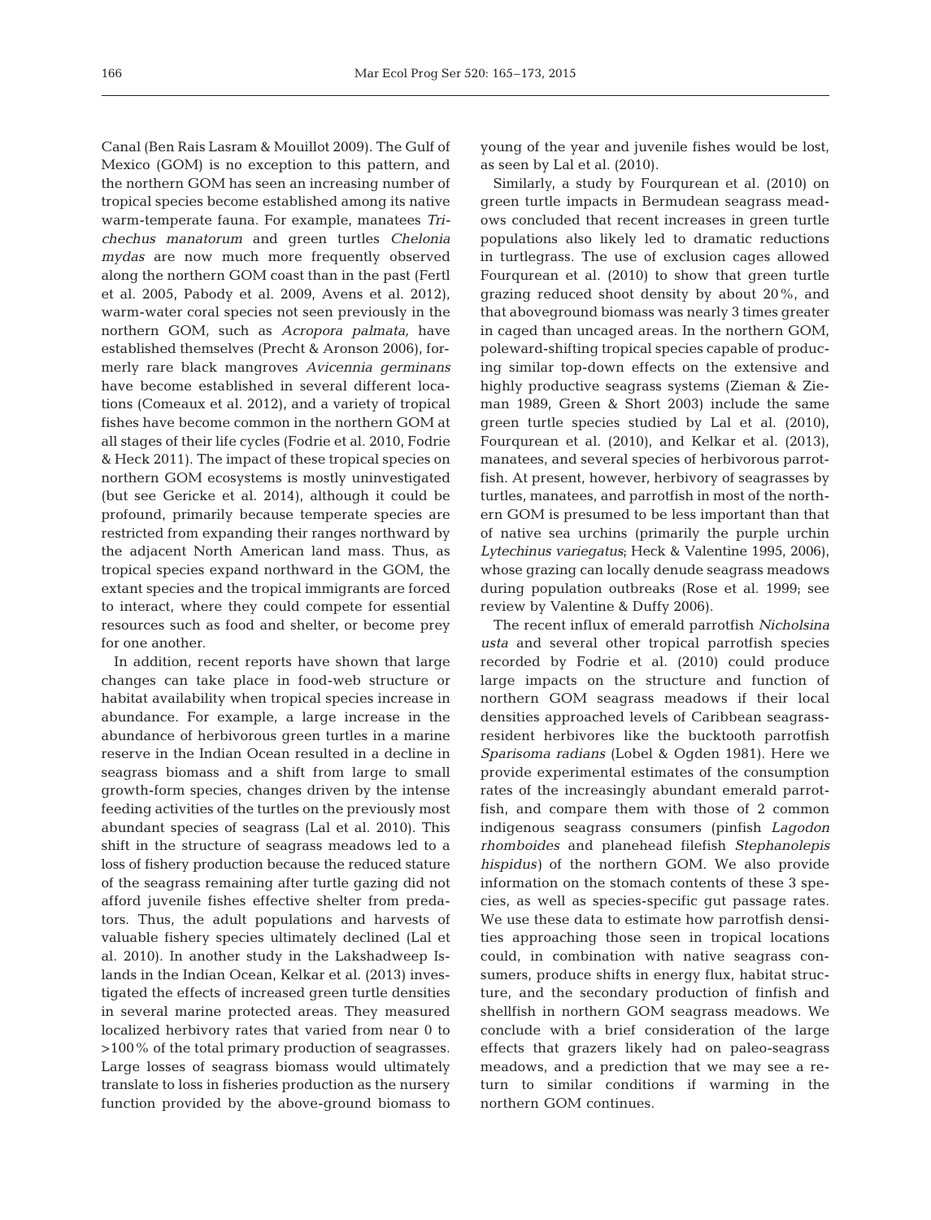Canal (Ben Rais Lasram & Mouillot 2009). The Gulf of Mexico (GOM) is no exception to this pattern, and the northern GOM has seen an increasing number of tropical species become established among its native warm-temperate fauna. For example, manatees *Trichechus manatorum* and green turtles *Chelonia mydas* are now much more frequently observed along the northern GOM coast than in the past (Fertl et al. 2005, Pabody et al. 2009, Avens et al. 2012), warm-water coral species not seen previously in the northern GOM, such as *Acropora palmata,* have established themselves (Precht & Aronson 2006), formerly rare black mangroves *Avicennia germinans* have become established in several different locations (Comeaux et al. 2012), and a variety of tropical fishes have become common in the northern GOM at all stages of their life cycles (Fodrie et al. 2010, Fodrie & Heck 2011). The impact of these tropical species on northern GOM ecosystems is mostly uninvestigated (but see Gericke et al. 2014), although it could be profound, primarily because temperate species are restricted from expanding their ranges northward by the adjacent North American land mass. Thus, as tropical species expand northward in the GOM, the extant species and the tropical immigrants are forced to interact, where they could compete for essential resources such as food and shelter, or become prey for one another.

In addition, recent reports have shown that large changes can take place in food-web structure or habitat availability when tropical species increase in abundance. For example, a large increase in the abundance of herbivorous green turtles in a marine reserve in the Indian Ocean resulted in a decline in seagrass biomass and a shift from large to small growth-form species, changes driven by the intense feeding activities of the turtles on the previously most abundant species of seagrass (Lal et al. 2010). This shift in the structure of seagrass meadows led to a loss of fishery production because the reduced stature of the seagrass remaining after turtle gazing did not afford juvenile fishes effective shelter from predators. Thus, the adult populations and harvests of valuable fishery species ultimately declined (Lal et al. 2010). In another study in the Lakshadweep Islands in the Indian Ocean, Kelkar et al. (2013) investigated the effects of increased green turtle densities in several marine protected areas. They measured localized herbivory rates that varied from near 0 to >100% of the total primary production of seagrasses. Large losses of seagrass biomass would ultimately translate to loss in fisheries production as the nursery function provided by the above-ground biomass to young of the year and juvenile fishes would be lost, as seen by Lal et al. (2010).

Similarly, a study by Fourqurean et al. (2010) on green turtle impacts in Bermudean seagrass meadows concluded that recent increases in green turtle populations also likely led to dramatic reductions in turtlegrass. The use of exclusion cages allowed Fourqurean et al. (2010) to show that green turtle grazing reduced shoot density by about 20%, and that aboveground biomass was nearly 3 times greater in caged than uncaged areas. In the northern GOM, poleward-shifting tropical species capable of producing similar top-down effects on the extensive and highly productive seagrass systems (Zieman & Zieman 1989, Green & Short 2003) include the same green turtle species studied by Lal et al. (2010), Fourqurean et al. (2010), and Kelkar et al. (2013), manatees, and several species of herbivorous parrotfish. At present, however, herbivory of seagrasses by turtles, manatees, and parrotfish in most of the northern GOM is presumed to be less important than that of native sea urchins (primarily the purple urchin *Lytechinus variegatus*; Heck & Valentine 1995, 2006), whose grazing can locally denude seagrass meadows during population outbreaks (Rose et al. 1999; see review by Valentine & Duffy 2006).

The recent influx of emerald parrotfish *Nicholsina usta* and several other tropical parrotfish species recorded by Fodrie et al. (2010) could produce large impacts on the structure and function of northern GOM seagrass meadows if their local densities approached levels of Caribbean seagrass-resident herbivores like the bucktooth parrotfish *Sparisoma radians* (Lobel & Ogden 1981). Here we provide experimental estimates of the consumption rates of the increasingly abundant emerald parrotfish, and compare them with those of 2 common indigenous seagrass consumers (pinfish *Lagodon rhomboides* and planehead filefish *Stephanolepis hispidus*) of the northern GOM. We also provide information on the stomach contents of these 3 species, as well as species-specific gut passage rates. We use these data to estimate how parrotfish densities approaching those seen in tropical locations could, in combination with native seagrass consumers, produce shifts in energy flux, habitat structure, and the secondary production of finfish and shellfish in northern GOM seagrass meadows. We conclude with a brief consideration of the large effects that grazers likely had on paleo-seagrass meadows, and a prediction that we may see a return to similar conditions if warming in the northern GOM continues.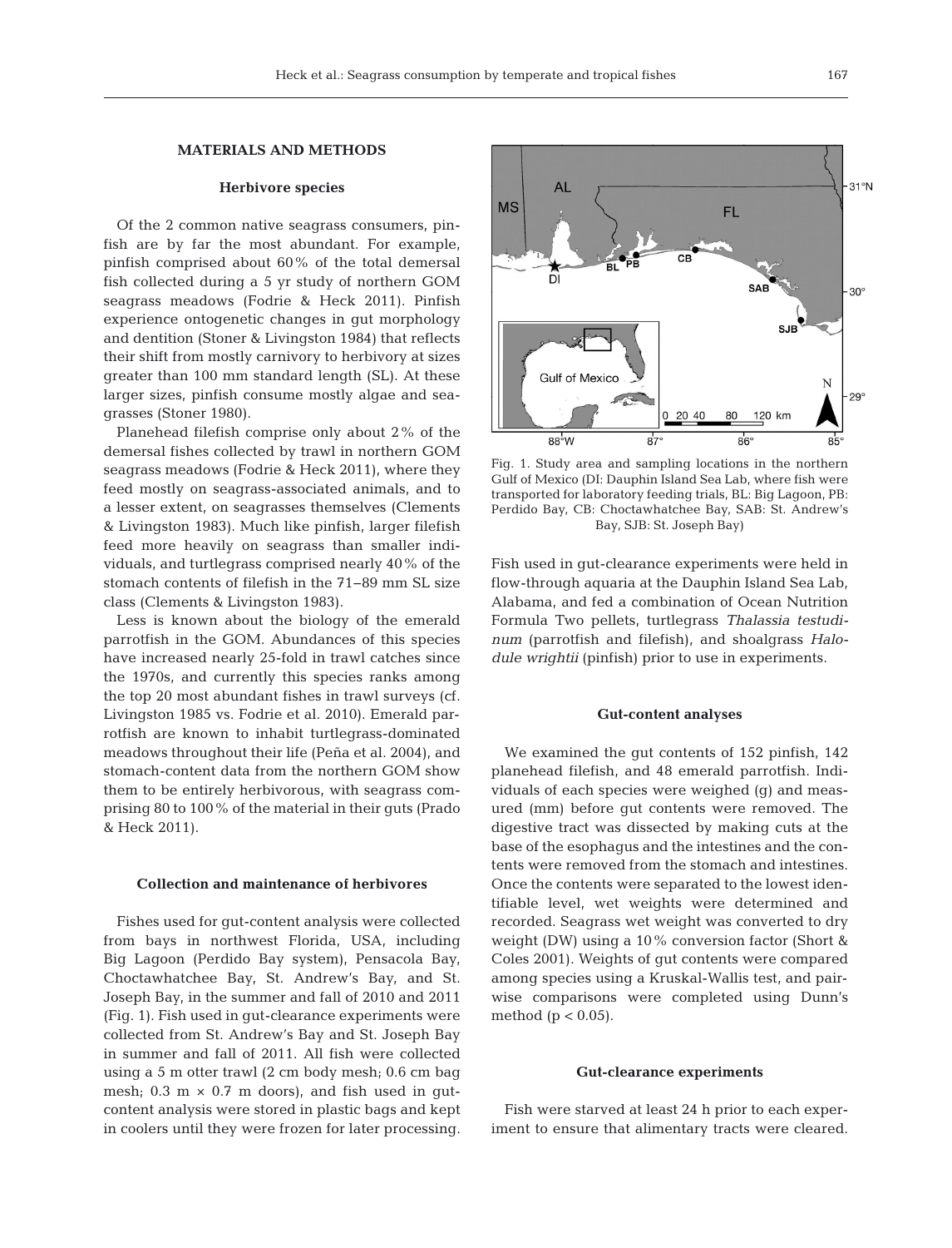## MATERIALS AND METHODS

### Herbivore species

Of the 2 common native seagrass consumers, pinfish are by far the most abundant. For example, pinfish comprised about 60% of the total demersal fish collected during a 5 yr study of northern GOM seagrass meadows (Fodrie & Heck 2011). Pinfish experience ontogenetic changes in gut morphology and dentition (Stoner & Livingston 1984) that reflects their shift from mostly carnivory to herbivory at sizes greater than 100 mm standard length (SL). At these larger sizes, pinfish consume mostly algae and seagrasses (Stoner 1980).

Planehead filefish comprise only about 2% of the demersal fishes collected by trawl in northern GOM seagrass meadows (Fodrie & Heck 2011), where they feed mostly on seagrass-associated animals, and to a lesser extent, on seagrasses themselves (Clements & Livingston 1983). Much like pinfish, larger filefish feed more heavily on seagrass than smaller individuals, and turtlegrass comprised nearly 40% of the stomach contents of filefish in the 71–89 mm SL size class (Clements & Livingston 1983).

Less is known about the biology of the emerald parrotfish in the GOM. Abundances of this species have increased nearly 25-fold in trawl catches since the 1970s, and currently this species ranks among the top 20 most abundant fishes in trawl surveys (cf. Livingston 1985 vs. Fodrie et al. 2010). Emerald parrotfish are known to inhabit turtlegrass-dominated meadows throughout their life (Peña et al. 2004), and stomach-content data from the northern GOM show them to be entirely herbivorous, with seagrass comprising 80 to 100% of the material in their guts (Prado & Heck 2011).

### Collection and maintenance of herbivores

Fishes used for gut-content analysis were collected from bays in northwest Florida, USA, including Big Lagoon (Perdido Bay system), Pensacola Bay, Choctawhatchee Bay, St. Andrew's Bay, and St. Joseph Bay, in the summer and fall of 2010 and 2011 (Fig. 1). Fish used in gut-clearance experiments were collected from St. Andrew's Bay and St. Joseph Bay in summer and fall of 2011. All fish were collected using a 5 m otter trawl (2 cm body mesh; 0.6 cm bag mesh; 0.3 m × 0.7 m doors), and fish used in gut-content analysis were stored in plastic bags and kept in coolers until they were frozen for later processing.

Fig. 1. Study area and sampling locations in the northern Gulf of Mexico (DI: Dauphin Island Sea Lab, where fish were transported for laboratory feeding trials, BL: Big Lagoon, PB: Perdido Bay, CB: Choctawhatchee Bay, SAB: St. Andrew's Bay, SJB: St. Joseph Bay)

Fish used in gut-clearance experiments were held in flow-through aquaria at the Dauphin Island Sea Lab, Alabama, and fed a combination of Ocean Nutrition Formula Two pellets, turtlegrass *Thalassia testudinum* (parrotfish and filefish), and shoalgrass *Halodule wrightii* (pinfish) prior to use in experiments.

### Gut-content analyses

We examined the gut contents of 152 pinfish, 142 planehead filefish, and 48 emerald parrotfish. Individuals of each species were weighed (g) and measured (mm) before gut contents were removed. The digestive tract was dissected by making cuts at the base of the esophagus and the intestines and the contents were removed from the stomach and intestines. Once the contents were separated to the lowest identifiable level, wet weights were determined and recorded. Seagrass wet weight was converted to dry weight (DW) using a 10% conversion factor (Short & Coles 2001). Weights of gut contents were compared among species using a Kruskal-Wallis test, and pairwise comparisons were completed using Dunn's method ($p < 0.05$).

### Gut-clearance experiments

Fish were starved at least 24 h prior to each experiment to ensure that alimentary tracts were cleared.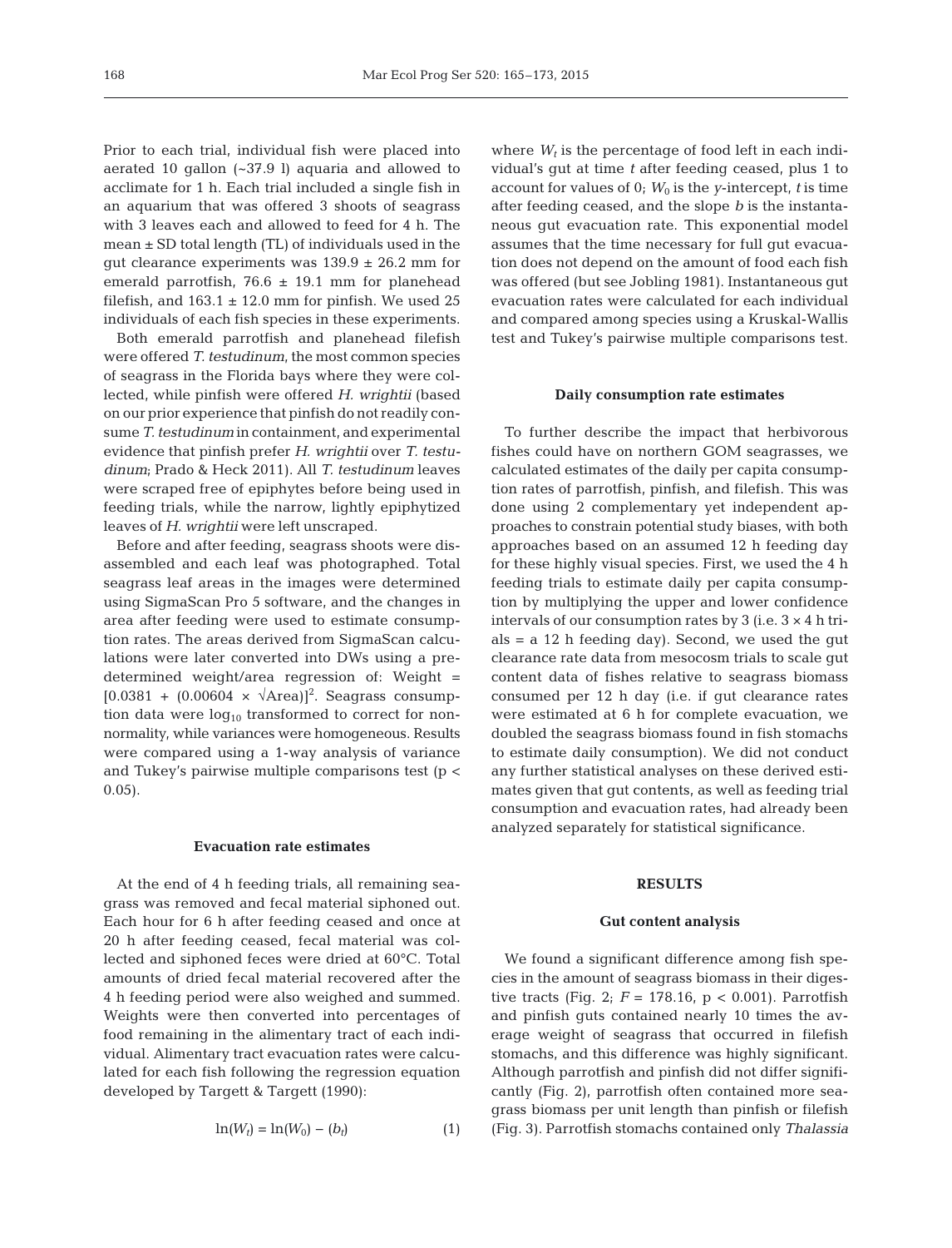Prior to each trial, individual fish were placed into aerated 10 gallon (~37.9 l) aquaria and allowed to acclimate for 1 h. Each trial included a single fish in an aquarium that was offered 3 shoots of seagrass with 3 leaves each and allowed to feed for 4 h. The mean ± SD total length (TL) of individuals used in the gut clearance experiments was 139.9 ± 26.2 mm for emerald parrotfish, 76.6 ± 19.1 mm for planehead filefish, and 163.1 ± 12.0 mm for pinfish. We used 25 individuals of each fish species in these experiments.

Both emerald parrotfish and planehead filefish were offered *T. testudinum*, the most common species of seagrass in the Florida bays where they were collected, while pinfish were offered *H. wrightii* (based on our prior experience that pinfish do not readily consume *T. testudinum* in containment, and experimental evidence that pinfish prefer *H. wrightii* over *T. testudinum*; Prado & Heck 2011). All *T. testudinum* leaves were scraped free of epiphytes before being used in feeding trials, while the narrow, lightly epiphytized leaves of *H. wrightii* were left unscraped.

Before and after feeding, seagrass shoots were disassembled and each leaf was photographed. Total seagrass leaf areas in the images were determined using SigmaScan Pro 5 software, and the changes in area after feeding were used to estimate consumption rates. The areas derived from SigmaScan calculations were later converted into DWs using a predetermined weight/area regression of: Weight = $[0.0381 + (0.00604 \times \sqrt{\text{Area}})]^2$. Seagrass consumption data were $\log_{10}$ transformed to correct for nonnormality, while variances were homogeneous. Results were compared using a 1-way analysis of variance and Tukey's pairwise multiple comparisons test ($p < 0.05$).

### Evacuation rate estimates

At the end of 4 h feeding trials, all remaining seagrass was removed and fecal material siphoned out. Each hour for 6 h after feeding ceased and once at 20 h after feeding ceased, fecal material was collected and siphoned feces were dried at 60°C. Total amounts of dried fecal material recovered after the 4 h feeding period were also weighed and summed. Weights were then converted into percentages of food remaining in the alimentary tract of each individual. Alimentary tract evacuation rates were calculated for each fish following the regression equation developed by Targett & Targett (1990):

$$\ln(W_t) = \ln(W_0) - (b_t) \tag{1}$$

where $W_t$ is the percentage of food left in each individual's gut at time $t$ after feeding ceased, plus 1 to account for values of 0; $W_0$ is the $y$-intercept, $t$ is time after feeding ceased, and the slope $b$ is the instantaneous gut evacuation rate. This exponential model assumes that the time necessary for full gut evacuation does not depend on the amount of food each fish was offered (but see Jobling 1981). Instantaneous gut evacuation rates were calculated for each individual and compared among species using a Kruskal-Wallis test and Tukey's pairwise multiple comparisons test.

### Daily consumption rate estimates

To further describe the impact that herbivorous fishes could have on northern GOM seagrasses, we calculated estimates of the daily per capita consumption rates of parrotfish, pinfish, and filefish. This was done using 2 complementary yet independent approaches to constrain potential study biases, with both approaches based on an assumed 12 h feeding day for these highly visual species. First, we used the 4 h feeding trials to estimate daily per capita consumption by multiplying the upper and lower confidence intervals of our consumption rates by 3 (i.e. 3 × 4 h trials = a 12 h feeding day). Second, we used the gut clearance rate data from mesocosm trials to scale gut content data of fishes relative to seagrass biomass consumed per 12 h day (i.e. if gut clearance rates were estimated at 6 h for complete evacuation, we doubled the seagrass biomass found in fish stomachs to estimate daily consumption). We did not conduct any further statistical analyses on these derived estimates given that gut contents, as well as feeding trial consumption and evacuation rates, had already been analyzed separately for statistical significance.

## RESULTS

### Gut content analysis

We found a significant difference among fish species in the amount of seagrass biomass in their digestive tracts (Fig. 2; $F = 178.16$, $p < 0.001$). Parrotfish and pinfish guts contained nearly 10 times the average weight of seagrass that occurred in filefish stomachs, and this difference was highly significant. Although parrotfish and pinfish did not differ significantly (Fig. 2), parrotfish often contained more seagrass biomass per unit length than pinfish or filefish (Fig. 3). Parrotfish stomachs contained only *Thalassia*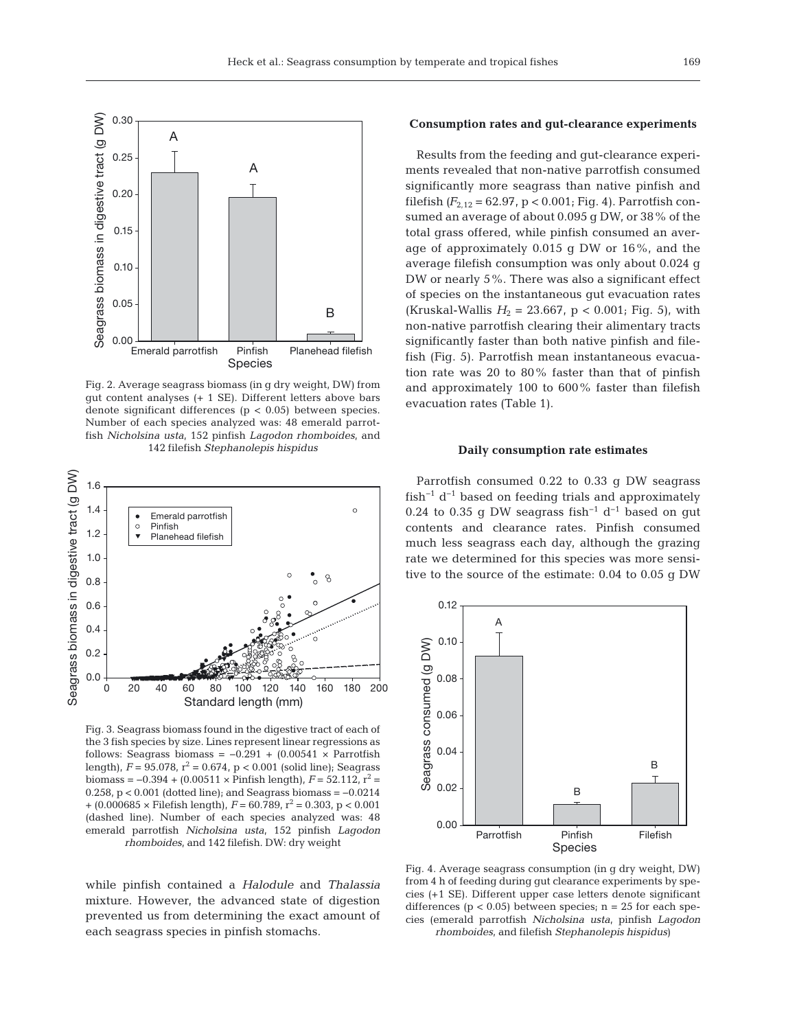Fig. 2. Average seagrass biomass (in g dry weight, DW) from gut content analyses (+ 1 SE). Different letters above bars denote significant differences ($p < 0.05$) between species. Number of each species analyzed was: 48 emerald parrotfish *Nicholsina usta*, 152 pinfish *Lagodon rhomboides*, and 142 filefish *Stephanolepis hispidus*

Fig. 3. Seagrass biomass found in the digestive tract of each of the 3 fish species by size. Lines represent linear regressions as follows: Seagrass biomass = −0.291 + (0.00541 × Parrotfish length), $F = 95.078$, $r^2 = 0.674$, $p < 0.001$ (solid line); Seagrass biomass = −0.394 + (0.00511 × Pinfish length), $F = 52.112$, $r^2 = 0.258$, $p < 0.001$ (dotted line); and Seagrass biomass = −0.0214 + (0.000685 × Filefish length), $F = 60.789$, $r^2 = 0.303$, $p < 0.001$ (dashed line). Number of each species analyzed was: 48 emerald parrotfish *Nicholsina usta*, 152 pinfish *Lagodon rhomboides*, and 142 filefish. DW: dry weight

while pinfish contained a *Halodule* and *Thalassia* mixture. However, the advanced state of digestion prevented us from determining the exact amount of each seagrass species in pinfish stomachs.

### Consumption rates and gut-clearance experiments

Results from the feeding and gut-clearance experiments revealed that non-native parrotfish consumed significantly more seagrass than native pinfish and filefish ($F_{2,12} = 62.97$, $p < 0.001$; Fig. 4). Parrotfish consumed an average of about 0.095 g DW, or 38% of the total grass offered, while pinfish consumed an average of approximately 0.015 g DW or 16%, and the average filefish consumption was only about 0.024 g DW or nearly 5%. There was also a significant effect of species on the instantaneous gut evacuation rates (Kruskal-Wallis $H_2 = 23.667$, $p < 0.001$; Fig. 5), with non-native parrotfish clearing their alimentary tracts significantly faster than both native pinfish and filefish (Fig. 5). Parrotfish mean instantaneous evacuation rate was 20 to 80% faster than that of pinfish and approximately 100 to 600% faster than filefish evacuation rates (Table 1).

### Daily consumption rate estimates

Parrotfish consumed 0.22 to 0.33 g DW seagrass fish$^{-1}$ d$^{-1}$ based on feeding trials and approximately 0.24 to 0.35 g DW seagrass fish$^{-1}$ d$^{-1}$ based on gut contents and clearance rates. Pinfish consumed much less seagrass each day, although the grazing rate we determined for this species was more sensitive to the source of the estimate: 0.04 to 0.05 g DW

Fig. 4. Average seagrass consumption (in g dry weight, DW) from 4 h of feeding during gut clearance experiments by species (+1 SE). Different upper case letters denote significant differences ($p < 0.05$) between species; n = 25 for each species (emerald parrotfish *Nicholsina usta*, pinfish *Lagodon rhomboides*, and filefish *Stephanolepis hispidus*)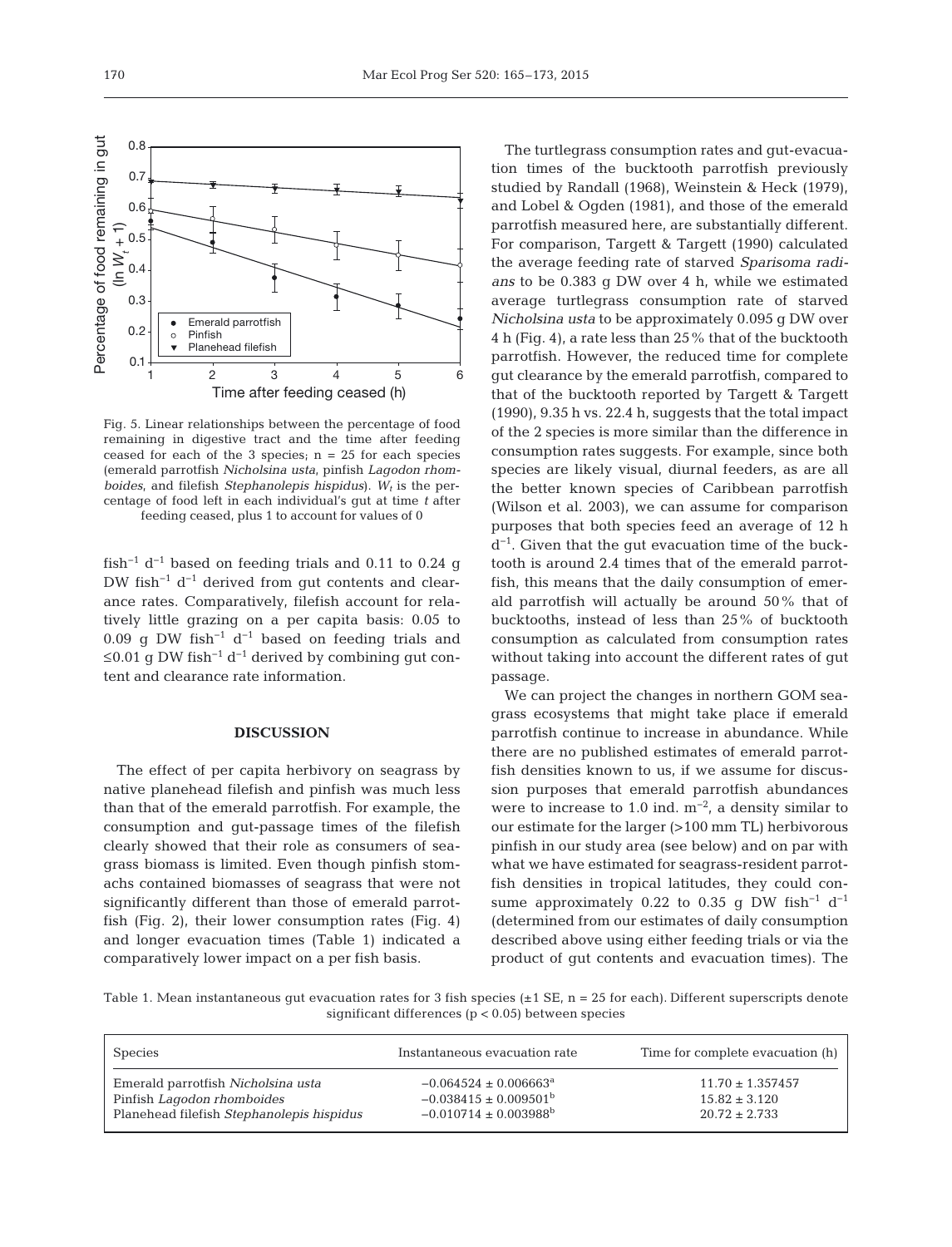Fig. 5. Linear relationships between the percentage of food remaining in digestive tract and the time after feeding ceased for each of the 3 species; n = 25 for each species (emerald parrotfish *Nicholsina usta*, pinfish *Lagodon rhomboides*, and filefish *Stephanolepis hispidus*). $W_t$ is the percentage of food left in each individual's gut at time $t$ after feeding ceased, plus 1 to account for values of 0

fish$^{-1}$ d$^{-1}$ based on feeding trials and 0.11 to 0.24 g DW fish$^{-1}$ d$^{-1}$ derived from gut contents and clearance rates. Comparatively, filefish account for relatively little grazing on a per capita basis: 0.05 to 0.09 g DW fish$^{-1}$ d$^{-1}$ based on feeding trials and ≤0.01 g DW fish$^{-1}$ d$^{-1}$ derived by combining gut content and clearance rate information.

## DISCUSSION

The effect of per capita herbivory on seagrass by native planehead filefish and pinfish was much less than that of the emerald parrotfish. For example, the consumption and gut-passage times of the filefish clearly showed that their role as consumers of seagrass biomass is limited. Even though pinfish stomachs contained biomasses of seagrass that were not significantly different than those of emerald parrotfish (Fig. 2), their lower consumption rates (Fig. 4) and longer evacuation times (Table 1) indicated a comparatively lower impact on a per fish basis.

The turtlegrass consumption rates and gut-evacuation times of the bucktooth parrotfish previously studied by Randall (1968), Weinstein & Heck (1979), and Lobel & Ogden (1981), and those of the emerald parrotfish measured here, are substantially different. For comparison, Targett & Targett (1990) calculated the average feeding rate of starved *Sparisoma radians* to be 0.383 g DW over 4 h, while we estimated average turtlegrass consumption rate of starved *Nicholsina usta* to be approximately 0.095 g DW over 4 h (Fig. 4), a rate less than 25% that of the bucktooth parrotfish. However, the reduced time for complete gut clearance by the emerald parrotfish, compared to that of the bucktooth reported by Targett & Targett (1990), 9.35 h vs. 22.4 h, suggests that the total impact of the 2 species is more similar than the difference in consumption rates suggests. For example, since both species are likely visual, diurnal feeders, as are all the better known species of Caribbean parrotfish (Wilson et al. 2003), we can assume for comparison purposes that both species feed an average of 12 h d$^{-1}$. Given that the gut evacuation time of the bucktooth is around 2.4 times that of the emerald parrotfish, this means that the daily consumption of emerald parrotfish will actually be around 50% that of bucktooths, instead of less than 25% of bucktooth consumption as calculated from consumption rates without taking into account the different rates of gut passage.

We can project the changes in northern GOM seagrass ecosystems that might take place if emerald parrotfish continue to increase in abundance. While there are no published estimates of emerald parrotfish densities known to us, if we assume for discussion purposes that emerald parrotfish abundances were to increase to 1.0 ind. m$^{-2}$, a density similar to our estimate for the larger (>100 mm TL) herbivorous pinfish in our study area (see below) and on par with what we have estimated for seagrass-resident parrotfish densities in tropical latitudes, they could consume approximately 0.22 to 0.35 g DW fish$^{-1}$ d$^{-1}$ (determined from our estimates of daily consumption described above using either feeding trials or via the product of gut contents and evacuation times). The

Table 1. Mean instantaneous gut evacuation rates for 3 fish species (±1 SE, n = 25 for each). Different superscripts denote significant differences ($p < 0.05$) between species

| Species | Instantaneous evacuation rate | Time for complete evacuation (h) |
|---|---|---|
| Emerald parrotfish *Nicholsina usta* | −0.064524 ± 0.006663[a] | 11.70 ± 1.357457 |
| Pinfish *Lagodon rhomboides* | −0.038415 ± 0.009501[b] | 15.82 ± 3.120 |
| Planehead filefish *Stephanolepis hispidus* | −0.010714 ± 0.003988[b] | 20.72 ± 2.733 |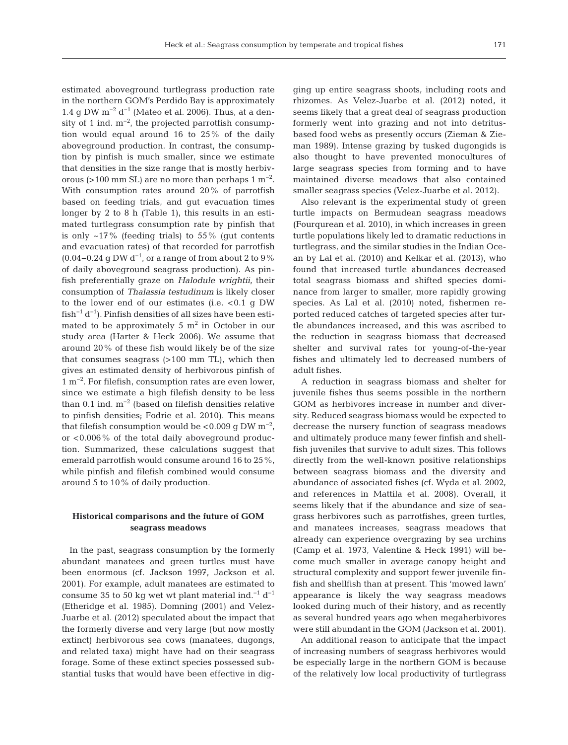estimated aboveground turtlegrass production rate in the northern GOM's Perdido Bay is approximately 1.4 g DW $m^{-2}$ $d^{-1}$ (Mateo et al. 2006). Thus, at a density of 1 ind. $m^{-2}$, the projected parrotfish consumption would equal around 16 to 25% of the daily aboveground production. In contrast, the consumption by pinfish is much smaller, since we estimate that densities in the size range that is mostly herbivorous (>100 mm SL) are no more than perhaps 1 $m^{-2}$. With consumption rates around 20% of parrotfish based on feeding trials, and gut evacuation times longer by 2 to 8 h (Table 1), this results in an estimated turtlegrass consumption rate by pinfish that is only ~17% (feeding trials) to 55% (gut contents and evacuation rates) of that recorded for parrotfish (0.04–0.24 g DW $d^{-1}$, or a range of from about 2 to 9% of daily aboveground seagrass production). As pinfish preferentially graze on *Halodule wrightii*, their consumption of *Thalassia testudinum* is likely closer to the lower end of our estimates (i.e. <0.1 g DW $fish^{-1}$ $d^{-1}$). Pinfish densities of all sizes have been estimated to be approximately 5 $m^2$ in October in our study area (Harter & Heck 2006). We assume that around 20% of these fish would likely be of the size that consumes seagrass (>100 mm TL), which then gives an estimated density of herbivorous pinfish of 1 $m^{-2}$. For filefish, consumption rates are even lower, since we estimate a high filefish density to be less than 0.1 ind. $m^{-2}$ (based on filefish densities relative to pinfish densities; Fodrie et al. 2010). This means that filefish consumption would be <0.009 g DW $m^{-2}$, or <0.006% of the total daily aboveground production. Summarized, these calculations suggest that emerald parrotfish would consume around 16 to 25%, while pinfish and filefish combined would consume around 5 to 10% of daily production.

## Historical comparisons and the future of GOM seagrass meadows

In the past, seagrass consumption by the formerly abundant manatees and green turtles must have been enormous (cf. Jackson 1997, Jackson et al. 2001). For example, adult manatees are estimated to consume 35 to 50 kg wet wt plant material $ind.^{-1}$ $d^{-1}$ (Etheridge et al. 1985). Domning (2001) and Velez-Juarbe et al. (2012) speculated about the impact that the formerly diverse and very large (but now mostly extinct) herbivorous sea cows (manatees, dugongs, and related taxa) might have had on their seagrass forage. Some of these extinct species possessed substantial tusks that would have been effective in digging up entire seagrass shoots, including roots and rhizomes. As Velez-Juarbe et al. (2012) noted, it seems likely that a great deal of seagrass production formerly went into grazing and not into detritus-based food webs as presently occurs (Zieman & Zieman 1989). Intense grazing by tusked dugongids is also thought to have prevented monocultures of large seagrass species from forming and to have maintained diverse meadows that also contained smaller seagrass species (Velez-Juarbe et al. 2012).

Also relevant is the experimental study of green turtle impacts on Bermudean seagrass meadows (Fourqurean et al. 2010), in which increases in green turtle populations likely led to dramatic reductions in turtlegrass, and the similar studies in the Indian Ocean by Lal et al. (2010) and Kelkar et al. (2013), who found that increased turtle abundances decreased total seagrass biomass and shifted species dominance from larger to smaller, more rapidly growing species. As Lal et al. (2010) noted, fishermen reported reduced catches of targeted species after turtle abundances increased, and this was ascribed to the reduction in seagrass biomass that decreased shelter and survival rates for young-of-the-year fishes and ultimately led to decreased numbers of adult fishes.

A reduction in seagrass biomass and shelter for juvenile fishes thus seems possible in the northern GOM as herbivores increase in number and diversity. Reduced seagrass biomass would be expected to decrease the nursery function of seagrass meadows and ultimately produce many fewer finfish and shellfish juveniles that survive to adult sizes. This follows directly from the well-known positive relationships between seagrass biomass and the diversity and abundance of associated fishes (cf. Wyda et al. 2002, and references in Mattila et al. 2008). Overall, it seems likely that if the abundance and size of seagrass herbivores such as parrotfishes, green turtles, and manatees increases, seagrass meadows that already can experience overgrazing by sea urchins (Camp et al. 1973, Valentine & Heck 1991) will become much smaller in average canopy height and structural complexity and support fewer juvenile finfish and shellfish than at present. This 'mowed lawn' appearance is likely the way seagrass meadows looked during much of their history, and as recently as several hundred years ago when megaherbivores were still abundant in the GOM (Jackson et al. 2001).

An additional reason to anticipate that the impact of increasing numbers of seagrass herbivores would be especially large in the northern GOM is because of the relatively low local productivity of turtlegrass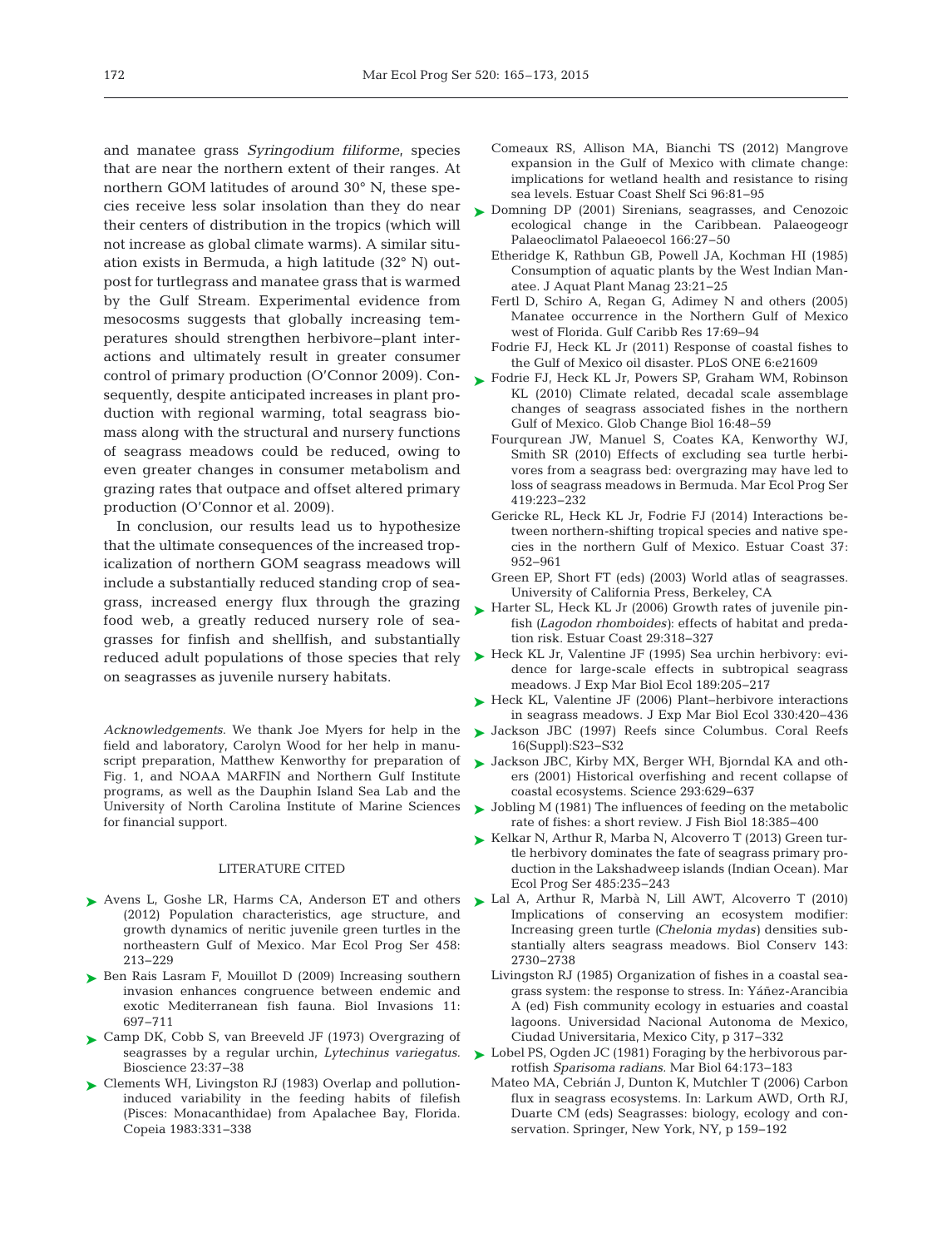and manatee grass *Syringodium filiforme*, species that are near the northern extent of their ranges. At northern GOM latitudes of around 30° N, these species receive less solar insolation than they do near their centers of distribution in the tropics (which will not increase as global climate warms). A similar situation exists in Bermuda, a high latitude (32° N) outpost for turtlegrass and manatee grass that is warmed by the Gulf Stream. Experimental evidence from mesocosms suggests that globally increasing temperatures should strengthen herbivore–plant interactions and ultimately result in greater consumer control of primary production (O'Connor 2009). Consequently, despite anticipated increases in plant production with regional warming, total seagrass biomass along with the structural and nursery functions of seagrass meadows could be reduced, owing to even greater changes in consumer metabolism and grazing rates that outpace and offset altered primary production (O'Connor et al. 2009).

In conclusion, our results lead us to hypothesize that the ultimate consequences of the increased tropicalization of northern GOM seagrass meadows will include a substantially reduced standing crop of seagrass, increased energy flux through the grazing food web, a greatly reduced nursery role of seagrasses for finfish and shellfish, and substantially reduced adult populations of those species that rely on seagrasses as juvenile nursery habitats.

*Acknowledgements*. We thank Joe Myers for help in the field and laboratory, Carolyn Wood for her help in manuscript preparation, Matthew Kenworthy for preparation of Fig. 1, and NOAA MARFIN and Northern Gulf Institute programs, as well as the Dauphin Island Sea Lab and the University of North Carolina Institute of Marine Sciences for financial support.

## LITERATURE CITED

- Avens L, Goshe LR, Harms CA, Anderson ET and others (2012) Population characteristics, age structure, and growth dynamics of neritic juvenile green turtles in the northeastern Gulf of Mexico. Mar Ecol Prog Ser 458: 213–229
- Ben Rais Lasram F, Mouillot D (2009) Increasing southern invasion enhances congruence between endemic and exotic Mediterranean fish fauna. Biol Invasions 11: 697–711
- Camp DK, Cobb S, van Breeveld JF (1973) Overgrazing of seagrasses by a regular urchin, *Lytechinus variegatus*. Bioscience 23:37–38
- Clements WH, Livingston RJ (1983) Overlap and pollution-induced variability in the feeding habits of filefish (Pisces: Monacanthidae) from Apalachee Bay, Florida. Copeia 1983:331–338
- Comeaux RS, Allison MA, Bianchi TS (2012) Mangrove expansion in the Gulf of Mexico with climate change: implications for wetland health and resistance to rising sea levels. Estuar Coast Shelf Sci 96:81–95
- Domning DP (2001) Sirenians, seagrasses, and Cenozoic ecological change in the Caribbean. Palaeogeogr Palaeoclimatol Palaeoecol 166:27–50
- Etheridge K, Rathbun GB, Powell JA, Kochman HI (1985) Consumption of aquatic plants by the West Indian Manatee. J Aquat Plant Manag 23:21–25
- Fertl D, Schiro A, Regan G, Adimey N and others (2005) Manatee occurrence in the Northern Gulf of Mexico west of Florida. Gulf Caribb Res 17:69–94
- Fodrie FJ, Heck KL Jr (2011) Response of coastal fishes to the Gulf of Mexico oil disaster. PLoS ONE 6:e21609
- Fodrie FJ, Heck KL Jr, Powers SP, Graham WM, Robinson KL (2010) Climate related, decadal scale assemblage changes of seagrass associated fishes in the northern Gulf of Mexico. Glob Change Biol 16:48–59
- Fourqurean JW, Manuel S, Coates KA, Kenworthy WJ, Smith SR (2010) Effects of excluding sea turtle herbivores from a seagrass bed: overgrazing may have led to loss of seagrass meadows in Bermuda. Mar Ecol Prog Ser 419:223–232
- Gericke RL, Heck KL Jr, Fodrie FJ (2014) Interactions between northern-shifting tropical species and native species in the northern Gulf of Mexico. Estuar Coast 37: 952–961
- Green EP, Short FT (eds) (2003) World atlas of seagrasses. University of California Press, Berkeley, CA
- Harter SL, Heck KL Jr (2006) Growth rates of juvenile pinfish (*Lagodon rhomboides*): effects of habitat and predation risk. Estuar Coast 29:318–327
- Heck KL Jr, Valentine JF (1995) Sea urchin herbivory: evidence for large-scale effects in subtropical seagrass meadows. J Exp Mar Biol Ecol 189:205–217
- Heck KL, Valentine JF (2006) Plant–herbivore interactions in seagrass meadows. J Exp Mar Biol Ecol 330:420–436
- Jackson JBC (1997) Reefs since Columbus. Coral Reefs 16(Suppl):S23–S32
- Jackson JBC, Kirby MX, Berger WH, Bjorndal KA and others (2001) Historical overfishing and recent collapse of coastal ecosystems. Science 293:629–637
- Jobling M (1981) The influences of feeding on the metabolic rate of fishes: a short review. J Fish Biol 18:385–400
- Kelkar N, Arthur R, Marba N, Alcoverro T (2013) Green turtle herbivory dominates the fate of seagrass primary production in the Lakshadweep islands (Indian Ocean). Mar Ecol Prog Ser 485:235–243
- Lal A, Arthur R, Marbà N, Lill AWT, Alcoverro T (2010) Implications of conserving an ecosystem modifier: Increasing green turtle (*Chelonia mydas*) densities substantially alters seagrass meadows. Biol Conserv 143: 2730–2738
- Livingston RJ (1985) Organization of fishes in a coastal seagrass system: the response to stress. In: Yáñez-Arancibia A (ed) Fish community ecology in estuaries and coastal lagoons. Universidad Nacional Autonoma de Mexico, Ciudad Universitaria, Mexico City, p 317–332
- Lobel PS, Ogden JC (1981) Foraging by the herbivorous parrotfish *Sparisoma radians*. Mar Biol 64:173–183
- Mateo MA, Cebrián J, Dunton K, Mutchler T (2006) Carbon flux in seagrass ecosystems. In: Larkum AWD, Orth RJ, Duarte CM (eds) Seagrasses: biology, ecology and conservation. Springer, New York, NY, p 159–192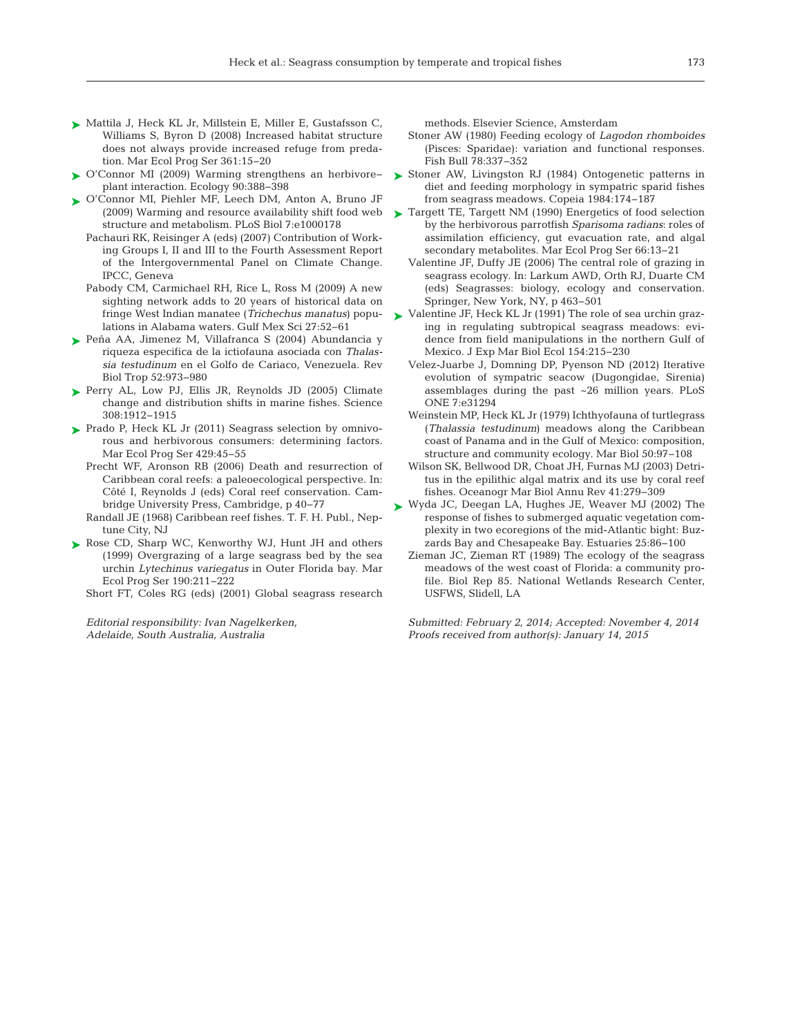Mattila J, Heck KL Jr, Millstein E, Miller E, Gustafsson C, Williams S, Byron D (2008) Increased habitat structure does not always provide increased refuge from predation. Mar Ecol Prog Ser 361:15–20

O'Connor MI (2009) Warming strengthens an herbivore–plant interaction. Ecology 90:388–398

O'Connor MI, Piehler MF, Leech DM, Anton A, Bruno JF (2009) Warming and resource availability shift food web structure and metabolism. PLoS Biol 7:e1000178

Pachauri RK, Reisinger A (eds) (2007) Contribution of Working Groups I, II and III to the Fourth Assessment Report of the Intergovernmental Panel on Climate Change. IPCC, Geneva

Pabody CM, Carmichael RH, Rice L, Ross M (2009) A new sighting network adds to 20 years of historical data on fringe West Indian manatee (*Trichechus manatus*) populations in Alabama waters. Gulf Mex Sci 27:52–61

Peña AA, Jimenez M, Villafranca S (2004) Abundancia y riqueza especifica de la ictiofauna asociada con *Thalassia testudinum* en el Golfo de Cariaco, Venezuela. Rev Biol Trop 52:973–980

Perry AL, Low PJ, Ellis JR, Reynolds JD (2005) Climate change and distribution shifts in marine fishes. Science 308:1912–1915

Prado P, Heck KL Jr (2011) Seagrass selection by omnivorous and herbivorous consumers: determining factors. Mar Ecol Prog Ser 429:45–55

Precht WF, Aronson RB (2006) Death and resurrection of Caribbean coral reefs: a paleoecological perspective. In: Côté I, Reynolds J (eds) Coral reef conservation. Cambridge University Press, Cambridge, p 40–77

Randall JE (1968) Caribbean reef fishes. T. F. H. Publ., Neptune City, NJ

Rose CD, Sharp WC, Kenworthy WJ, Hunt JH and others (1999) Overgrazing of a large seagrass bed by the sea urchin *Lytechinus variegatus* in Outer Florida bay. Mar Ecol Prog Ser 190:211–222

Short FT, Coles RG (eds) (2001) Global seagrass research methods. Elsevier Science, Amsterdam

Stoner AW (1980) Feeding ecology of *Lagodon rhomboides* (Pisces: Sparidae): variation and functional responses. Fish Bull 78:337–352

Stoner AW, Livingston RJ (1984) Ontogenetic patterns in diet and feeding morphology in sympatric sparid fishes from seagrass meadows. Copeia 1984:174–187

Targett TE, Targett NM (1990) Energetics of food selection by the herbivorous parrotfish *Sparisoma radians*: roles of assimilation efficiency, gut evacuation rate, and algal secondary metabolites. Mar Ecol Prog Ser 66:13–21

Valentine JF, Duffy JE (2006) The central role of grazing in seagrass ecology. In: Larkum AWD, Orth RJ, Duarte CM (eds) Seagrasses: biology, ecology and conservation. Springer, New York, NY, p 463–501

Valentine JF, Heck KL Jr (1991) The role of sea urchin grazing in regulating subtropical seagrass meadows: evidence from field manipulations in the northern Gulf of Mexico. J Exp Mar Biol Ecol 154:215–230

Velez-Juarbe J, Domning DP, Pyenson ND (2012) Iterative evolution of sympatric seacow (Dugongidae, Sirenia) assemblages during the past ~26 million years. PLoS ONE 7:e31294

Weinstein MP, Heck KL Jr (1979) Ichthyofauna of turtlegrass (*Thalassia testudinum*) meadows along the Caribbean coast of Panama and in the Gulf of Mexico: composition, structure and community ecology. Mar Biol 50:97–108

Wilson SK, Bellwood DR, Choat JH, Furnas MJ (2003) Detritus in the epilithic algal matrix and its use by coral reef fishes. Oceanogr Mar Biol Annu Rev 41:279–309

Wyda JC, Deegan LA, Hughes JE, Weaver MJ (2002) The response of fishes to submerged aquatic vegetation complexity in two ecoregions of the mid-Atlantic bight: Buzzards Bay and Chesapeake Bay. Estuaries 25:86–100

Zieman JC, Zieman RT (1989) The ecology of the seagrass meadows of the west coast of Florida: a community profile. Biol Rep 85. National Wetlands Research Center, USFWS, Slidell, LA

*Editorial responsibility: Ivan Nagelkerken, Adelaide, South Australia, Australia*

*Submitted: February 2, 2014; Accepted: November 4, 2014*
*Proofs received from author(s): January 14, 2015*